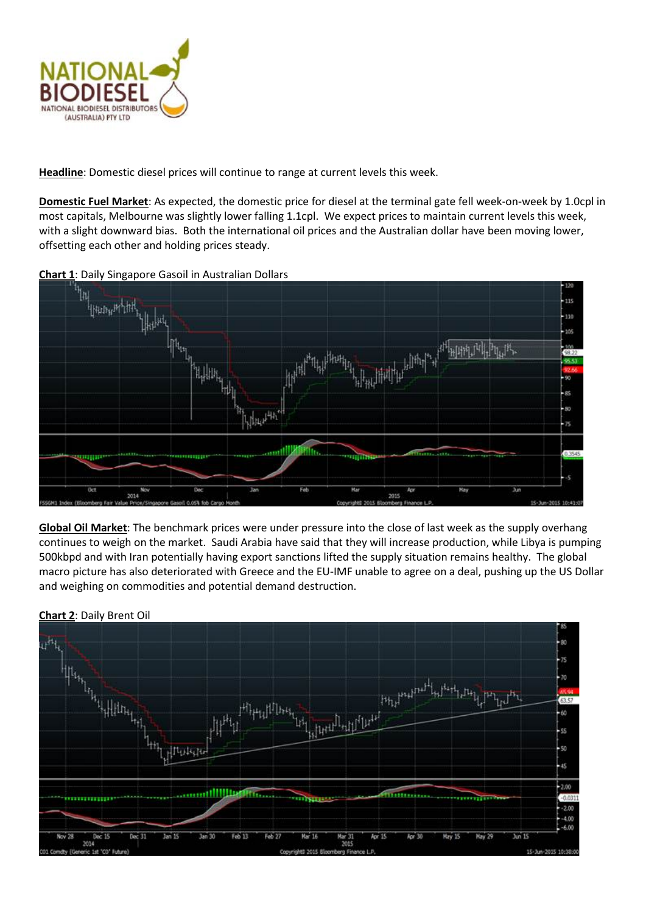**Headline**: Domestic diesel prices will continue to range at current levels this week.

**Domestic Fuel Market**: As expected, the domestic price for diesel at the terminal gate fell week-on-week by 1.0cpl in most capitals, Melbourne was slightly lower falling 1.1cpl. We expect prices to maintain current levels this week, with a slight downward bias. Both the international oil prices and the Australian dollar have been moving lower, offsetting each other and holding prices steady.

**Chart 1**: Daily Singapore Gasoil in Australian Dollars

**Global Oil Market**: The benchmark prices were under pressure into the close of last week as the supply overhang continues to weigh on the market. Saudi Arabia have said that they will increase production, while Libya is pumping 500kbpd and with Iran potentially having export sanctions lifted the supply situation remains healthy. The global macro picture has also deteriorated with Greece and the EU-IMF unable to agree on a deal, pushing up the US Dollar and weighing on commodities and potential demand destruction.

**Chart 2**: Daily Brent Oil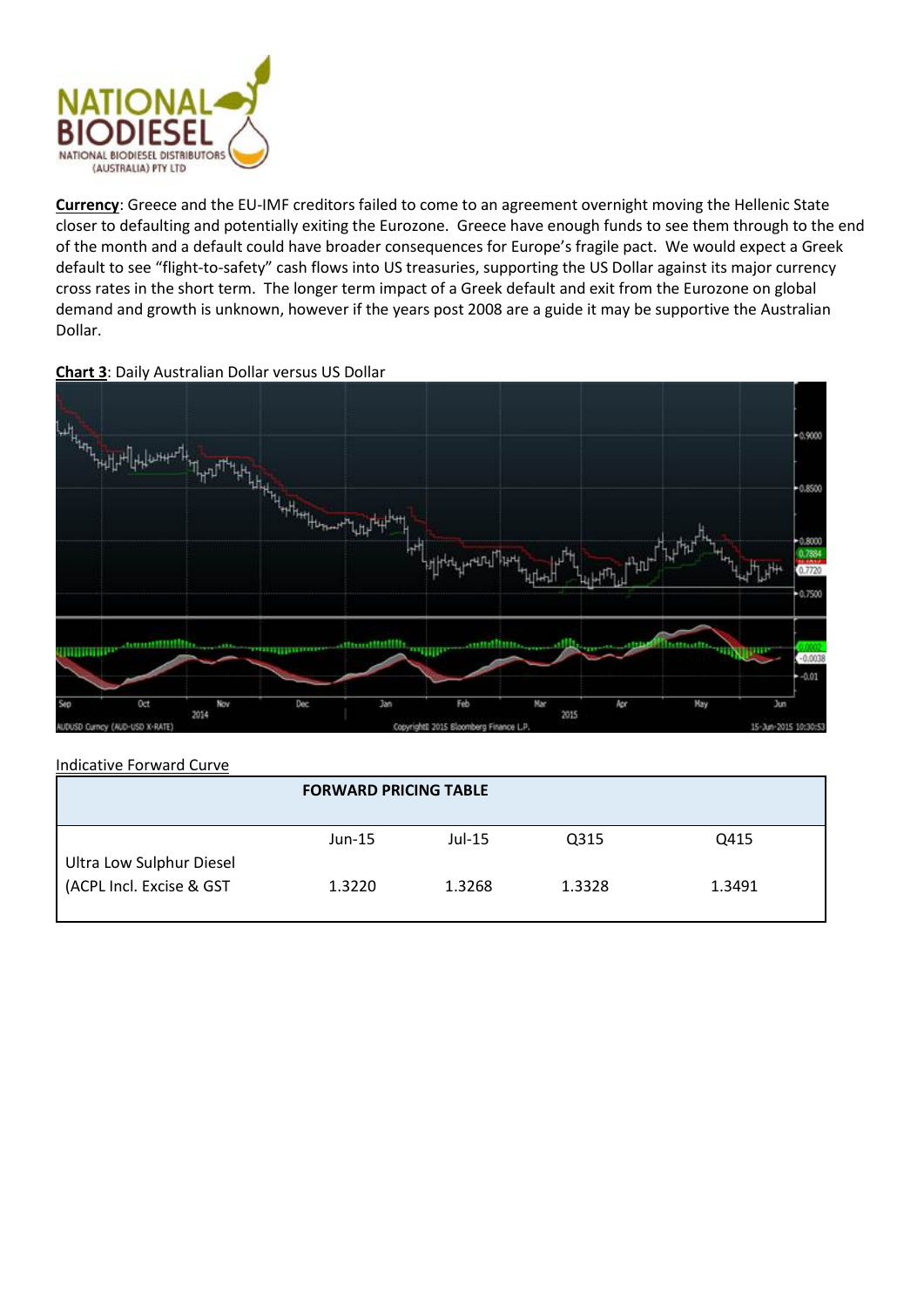**Currency**: Greece and the EU-IMF creditors failed to come to an agreement overnight moving the Hellenic State closer to defaulting and potentially exiting the Eurozone. Greece have enough funds to see them through to the end of the month and a default could have broader consequences for Europe's fragile pact. We would expect a Greek default to see "flight-to-safety" cash flows into US treasuries, supporting the US Dollar against its major currency cross rates in the short term. The longer term impact of a Greek default and exit from the Eurozone on global demand and growth is unknown, however if the years post 2008 are a guide it may be supportive the Australian Dollar.

**Chart 3**: Daily Australian Dollar versus US Dollar

0.9000
0.8500
0.8000
0.7884
0.7720
0.7500
0.0002
-0.0038
-0.01
Sep Oct Nov Dec Jan Feb Mar Apr May Jun
2014 2015
AUDUSD Curncy (AUD-USD X-RATE)
Copyright© 2015 Bloomberg Finance L.P.
15-Jun-2015 10:30:53

Indicative Forward Curve

| FORWARD PRICING TABLE | | | | |
|---|---|---|---|---|
| | Jun-15 | Jul-15 | Q315 | Q415 |
| Ultra Low Sulphur Diesel (ACPL Incl. Excise & GST | 1.3220 | 1.3268 | 1.3328 | 1.3491 |